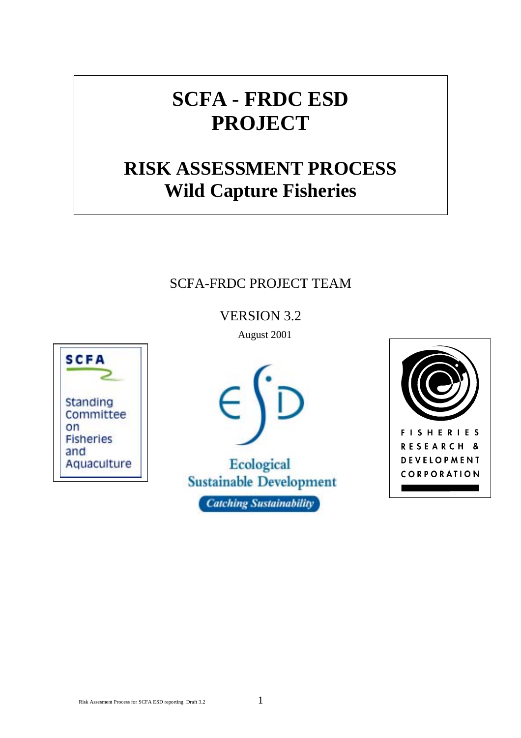# SCFA - FRDC ESD PROJECT

## RISK ASSESSMENT PROCESS Wild Capture Fisheries

SCFA-FRDC PROJECT TEAM

VERSION 3.2

August 2001

SCFA

Standing Committee on Fisheries and Aquaculture

Ecological Sustainable Development

Catching Sustainability

FISHERIES RESEARCH & DEVELOPMENT CORPORATION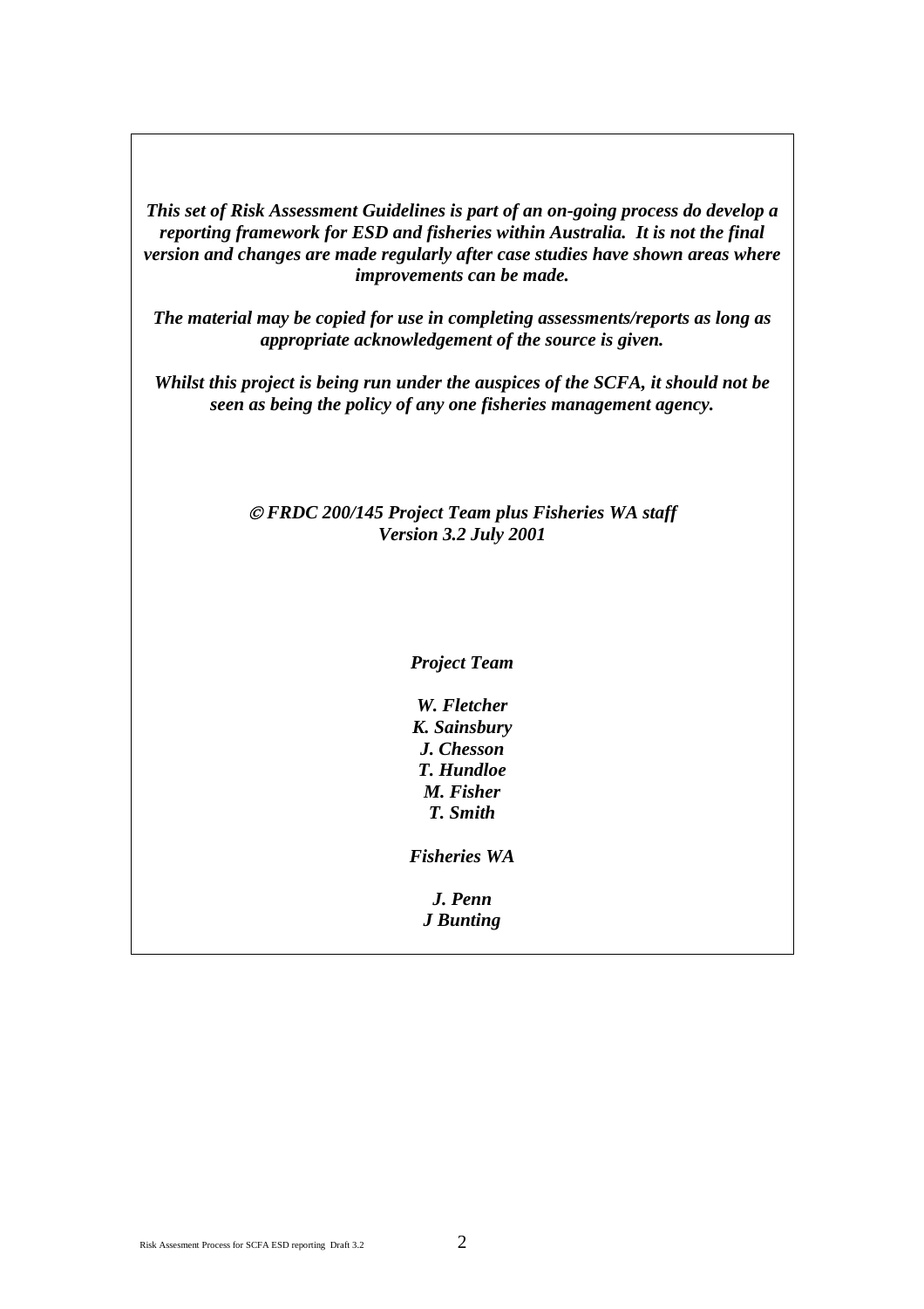***This set of Risk Assessment Guidelines is part of an on-going process do develop a reporting framework for ESD and fisheries within Australia. It is not the final version and changes are made regularly after case studies have shown areas where improvements can be made.***

***The material may be copied for use in completing assessments/reports as long as appropriate acknowledgement of the source is given.***

***Whilst this project is being run under the auspices of the SCFA, it should not be seen as being the policy of any one fisheries management agency.***

***© FRDC 200/145 Project Team plus Fisheries WA staff***
***Version 3.2 July 2001***

***Project Team***

***W. Fletcher***
***K. Sainsbury***
***J. Chesson***
***T. Hundloe***
***M. Fisher***
***T. Smith***

***Fisheries WA***

***J. Penn***
***J Bunting***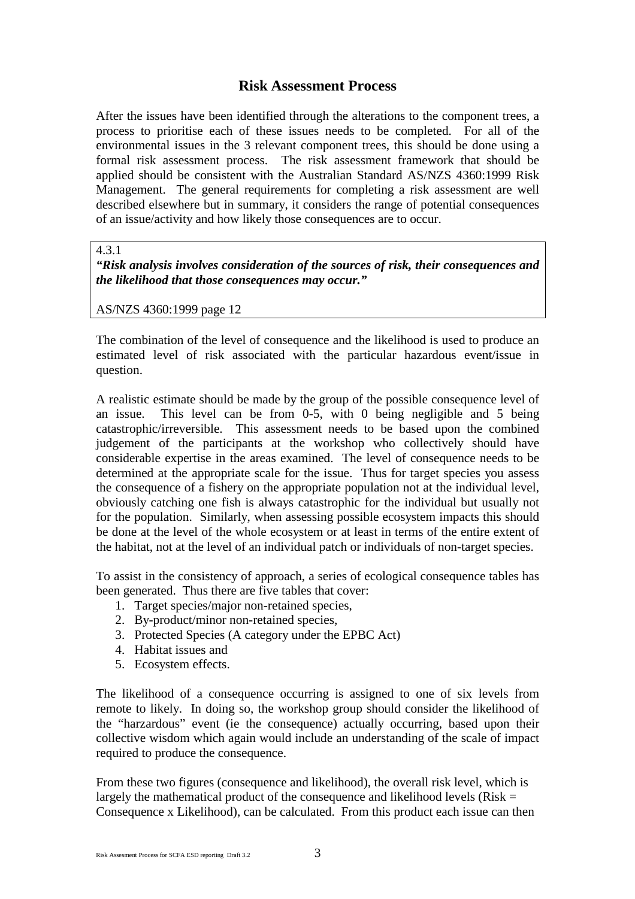## Risk Assessment Process

After the issues have been identified through the alterations to the component trees, a process to prioritise each of these issues needs to be completed. For all of the environmental issues in the 3 relevant component trees, this should be done using a formal risk assessment process. The risk assessment framework that should be applied should be consistent with the Australian Standard AS/NZS 4360:1999 Risk Management. The general requirements for completing a risk assessment are well described elsewhere but in summary, it considers the range of potential consequences of an issue/activity and how likely those consequences are to occur.

> 4.3.1
> ***"Risk analysis involves consideration of the sources of risk, their consequences and the likelihood that those consequences may occur."***
>
> AS/NZS 4360:1999 page 12

The combination of the level of consequence and the likelihood is used to produce an estimated level of risk associated with the particular hazardous event/issue in question.

A realistic estimate should be made by the group of the possible consequence level of an issue. This level can be from 0-5, with 0 being negligible and 5 being catastrophic/irreversible. This assessment needs to be based upon the combined judgement of the participants at the workshop who collectively should have considerable expertise in the areas examined. The level of consequence needs to be determined at the appropriate scale for the issue. Thus for target species you assess the consequence of a fishery on the appropriate population not at the individual level, obviously catching one fish is always catastrophic for the individual but usually not for the population. Similarly, when assessing possible ecosystem impacts this should be done at the level of the whole ecosystem or at least in terms of the entire extent of the habitat, not at the level of an individual patch or individuals of non-target species.

To assist in the consistency of approach, a series of ecological consequence tables has been generated. Thus there are five tables that cover:

1. Target species/major non-retained species,
2. By-product/minor non-retained species,
3. Protected Species (A category under the EPBC Act)
4. Habitat issues and
5. Ecosystem effects.

The likelihood of a consequence occurring is assigned to one of six levels from remote to likely. In doing so, the workshop group should consider the likelihood of the "harzardous" event (ie the consequence) actually occurring, based upon their collective wisdom which again would include an understanding of the scale of impact required to produce the consequence.

From these two figures (consequence and likelihood), the overall risk level, which is largely the mathematical product of the consequence and likelihood levels (Risk = Consequence x Likelihood), can be calculated. From this product each issue can then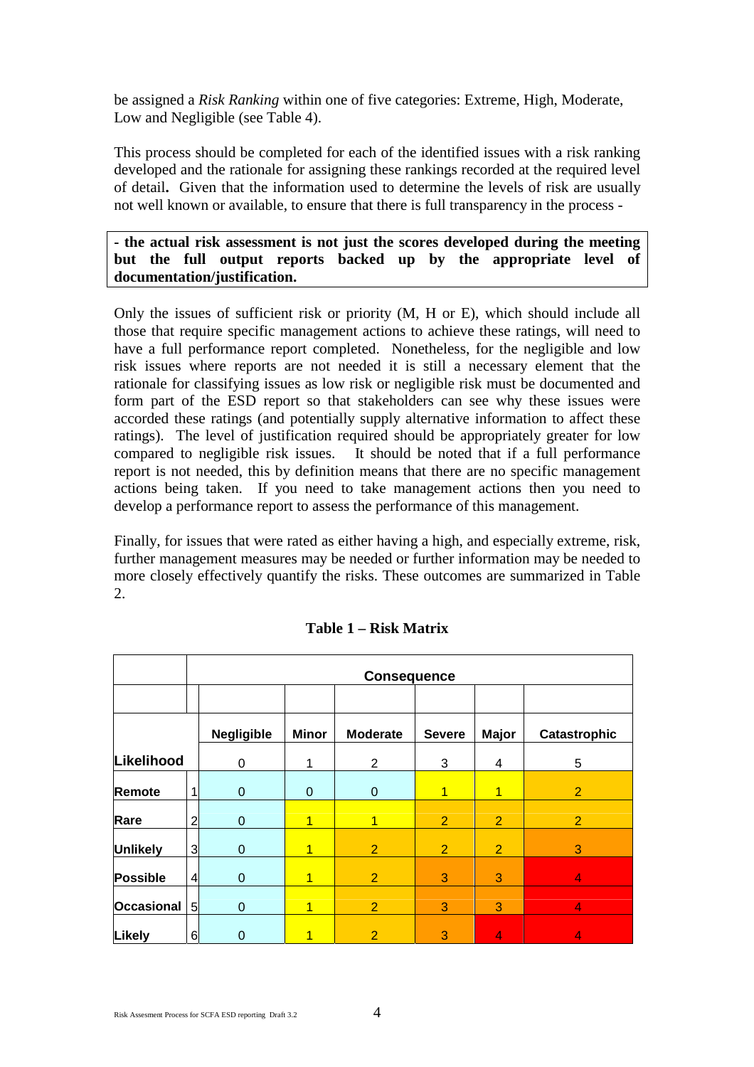be assigned a *Risk Ranking* within one of five categories: Extreme, High, Moderate, Low and Negligible (see Table 4).

This process should be completed for each of the identified issues with a risk ranking developed and the rationale for assigning these rankings recorded at the required level of detail**.** Given that the information used to determine the levels of risk are usually not well known or available, to ensure that there is full transparency in the process -

**- the actual risk assessment is not just the scores developed during the meeting but the full output reports backed up by the appropriate level of documentation/justification.**

Only the issues of sufficient risk or priority (M, H or E), which should include all those that require specific management actions to achieve these ratings, will need to have a full performance report completed. Nonetheless, for the negligible and low risk issues where reports are not needed it is still a necessary element that the rationale for classifying issues as low risk or negligible risk must be documented and form part of the ESD report so that stakeholders can see why these issues were accorded these ratings (and potentially supply alternative information to affect these ratings). The level of justification required should be appropriately greater for low compared to negligible risk issues. It should be noted that if a full performance report is not needed, this by definition means that there are no specific management actions being taken. If you need to take management actions then you need to develop a performance report to assess the performance of this management.

Finally, for issues that were rated as either having a high, and especially extreme, risk, further management measures may be needed or further information may be needed to more closely effectively quantify the risks. These outcomes are summarized in Table 2.

**Table 1 – Risk Matrix**

| | | Consequence | | | | | |
|---|---|---|---|---|---|---|---|
| | | **Negligible** | **Minor** | **Moderate** | **Severe** | **Major** | **Catastrophic** |
| **Likelihood** | | 0 | 1 | 2 | 3 | 4 | 5 |
| **Remote** | 1 | 0 | 0 | 0 | 1 | 1 | 2 |
| **Rare** | 2 | 0 | 1 | 1 | 2 | 2 | 2 |
| **Unlikely** | 3 | 0 | 1 | 2 | 2 | 2 | 3 |
| **Possible** | 4 | 0 | 1 | 2 | 3 | 3 | 4 |
| **Occasional** | 5 | 0 | 1 | 2 | 3 | 3 | 4 |
| **Likely** | 6 | 0 | 1 | 2 | 3 | 4 | 4 |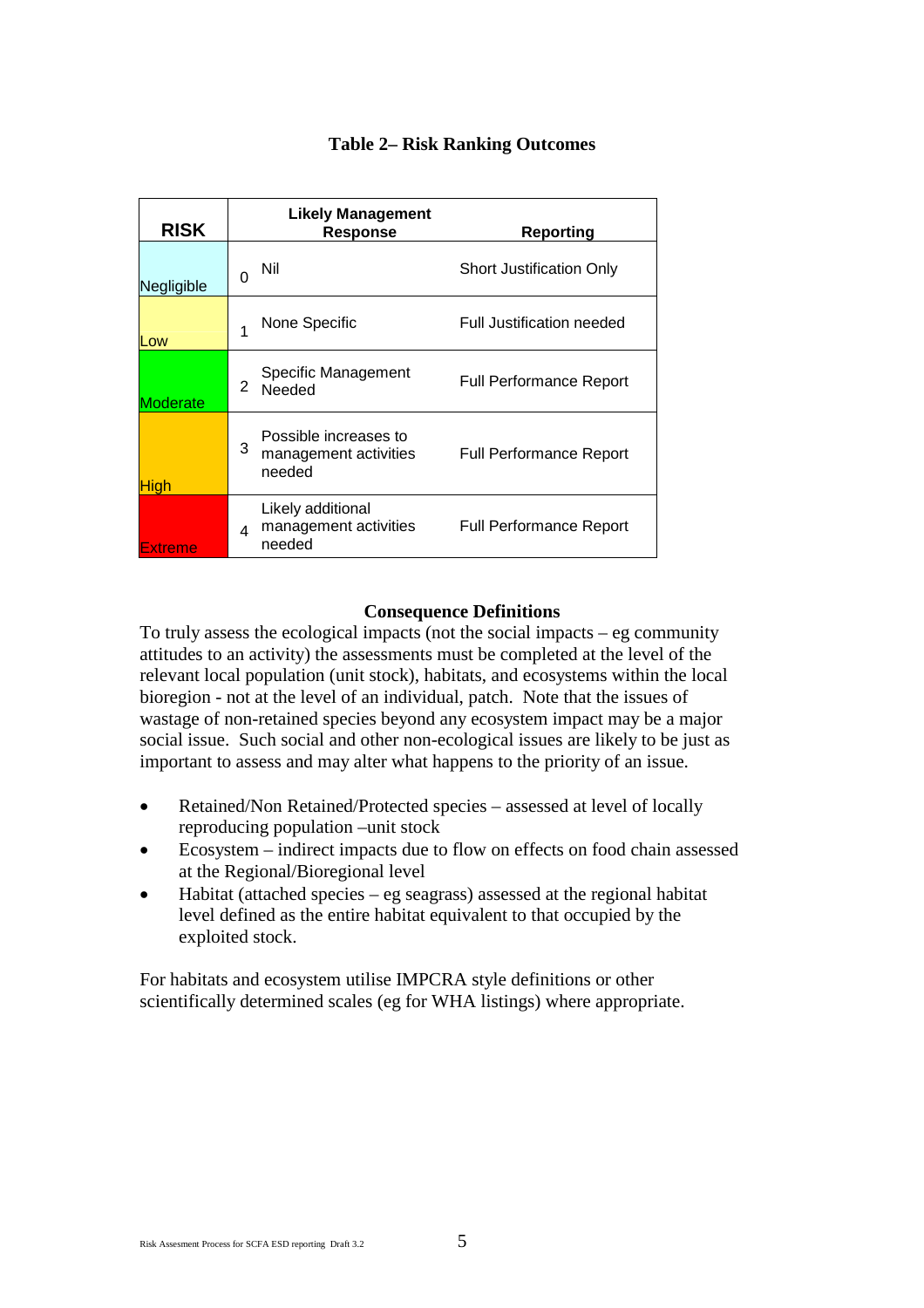**Table 2– Risk Ranking Outcomes**

| RISK | | Likely Management Response | Reporting |
|---|---|---|---|
| Negligible | 0 | Nil | Short Justification Only |
| Low | 1 | None Specific | Full Justification needed |
| Moderate | 2 | Specific Management Needed | Full Performance Report |
| High | 3 | Possible increases to management activities needed | Full Performance Report |
| Extreme | 4 | Likely additional management activities needed | Full Performance Report |

**Consequence Definitions**

To truly assess the ecological impacts (not the social impacts – eg community attitudes to an activity) the assessments must be completed at the level of the relevant local population (unit stock), habitats, and ecosystems within the local bioregion - not at the level of an individual, patch. Note that the issues of wastage of non-retained species beyond any ecosystem impact may be a major social issue. Such social and other non-ecological issues are likely to be just as important to assess and may alter what happens to the priority of an issue.

- Retained/Non Retained/Protected species – assessed at level of locally reproducing population –unit stock
- Ecosystem – indirect impacts due to flow on effects on food chain assessed at the Regional/Bioregional level
- Habitat (attached species – eg seagrass) assessed at the regional habitat level defined as the entire habitat equivalent to that occupied by the exploited stock.

For habitats and ecosystem utilise IMPCRA style definitions or other scientifically determined scales (eg for WHA listings) where appropriate.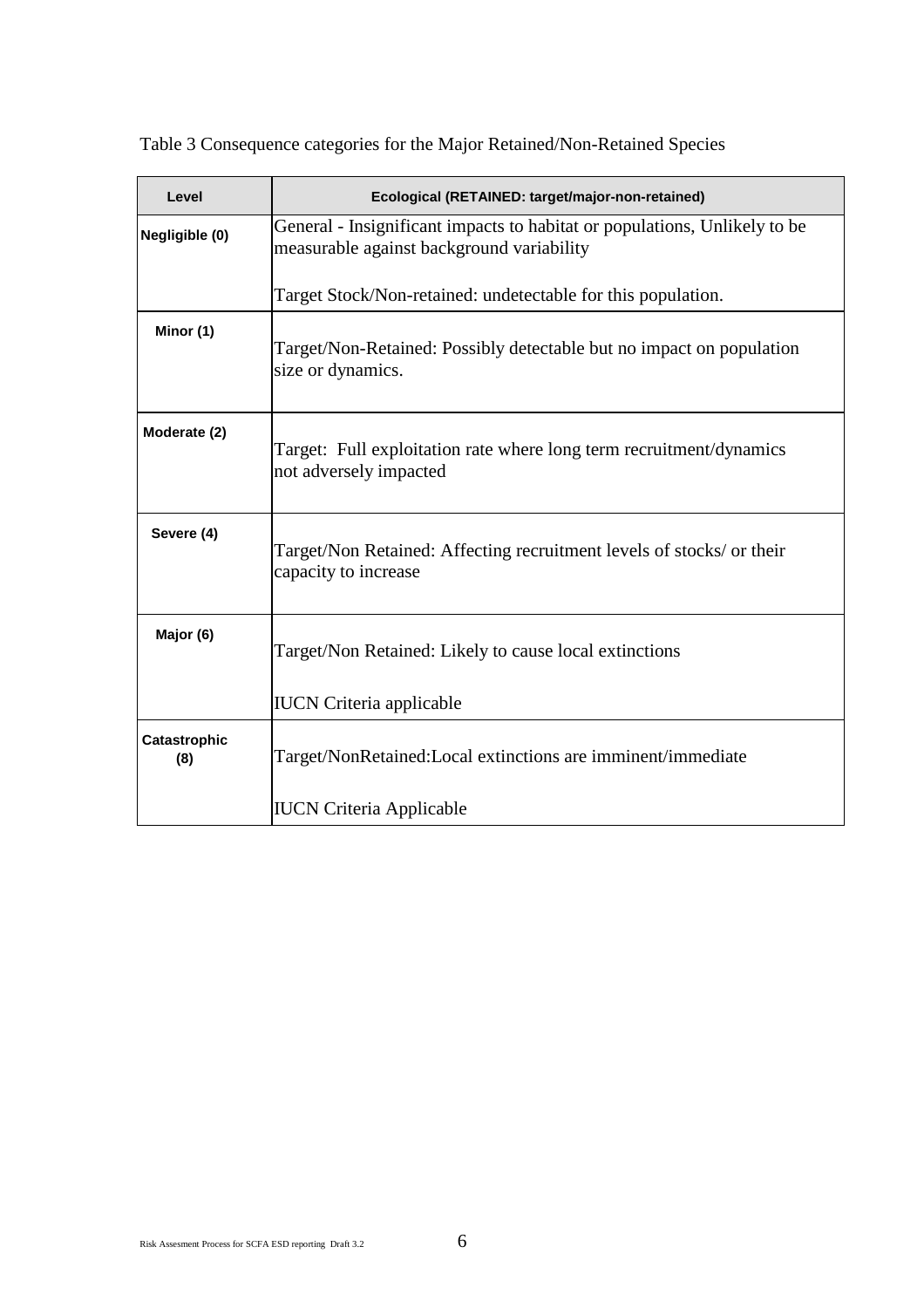Table 3 Consequence categories for the Major Retained/Non-Retained Species

| Level | Ecological (RETAINED: target/major-non-retained) |
|---|---|
| Negligible (0) | General - Insignificant impacts to habitat or populations, Unlikely to be measurable against background variability<br><br>Target Stock/Non-retained: undetectable for this population. |
| Minor (1) | Target/Non-Retained: Possibly detectable but no impact on population size or dynamics. |
| Moderate (2) | Target: Full exploitation rate where long term recruitment/dynamics not adversely impacted |
| Severe (4) | Target/Non Retained: Affecting recruitment levels of stocks/ or their capacity to increase |
| Major (6) | Target/Non Retained: Likely to cause local extinctions<br><br>IUCN Criteria applicable |
| Catastrophic (8) | Target/NonRetained:Local extinctions are imminent/immediate<br><br>IUCN Criteria Applicable |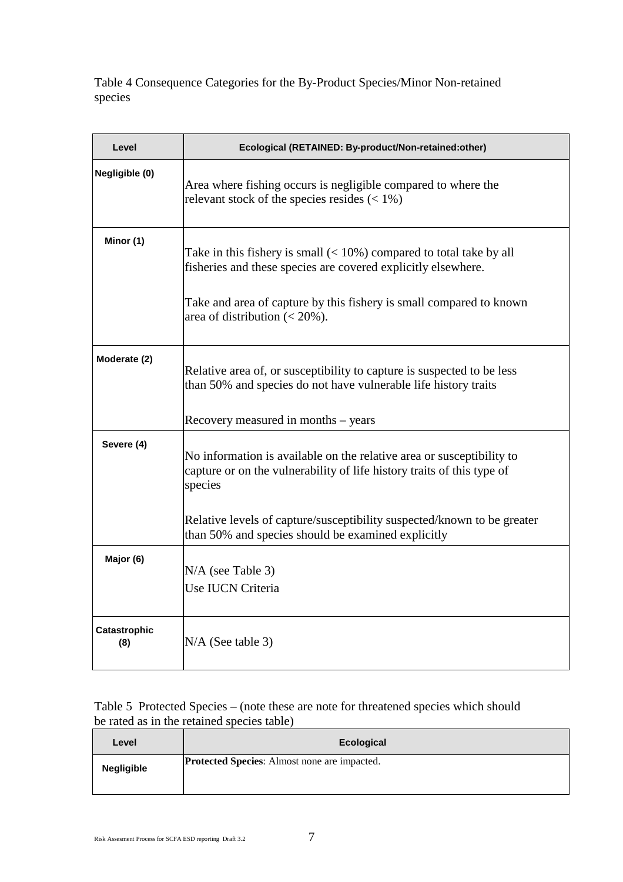Table 4 Consequence Categories for the By-Product Species/Minor Non-retained species

| Level | Ecological (RETAINED: By-product/Non-retained:other) |
| --- | --- |
| Negligible (0) | Area where fishing occurs is negligible compared to where the relevant stock of the species resides (< 1%) |
| Minor (1) | Take in this fishery is small (< 10%) compared to total take by all fisheries and these species are covered explicitly elsewhere.<br><br>Take and area of capture by this fishery is small compared to known area of distribution (< 20%). |
| Moderate (2) | Relative area of, or susceptibility to capture is suspected to be less than 50% and species do not have vulnerable life history traits<br><br>Recovery measured in months – years |
| Severe (4) | No information is available on the relative area or susceptibility to capture or on the vulnerability of life history traits of this type of species<br><br>Relative levels of capture/susceptibility suspected/known to be greater than 50% and species should be examined explicitly |
| Major (6) | N/A (see Table 3)<br>Use IUCN Criteria |
| Catastrophic (8) | N/A (See table 3) |

Table 5 Protected Species – (note these are note for threatened species which should be rated as in the retained species table)

| Level | Ecological |
| --- | --- |
| Negligible | **Protected Species**: Almost none are impacted. |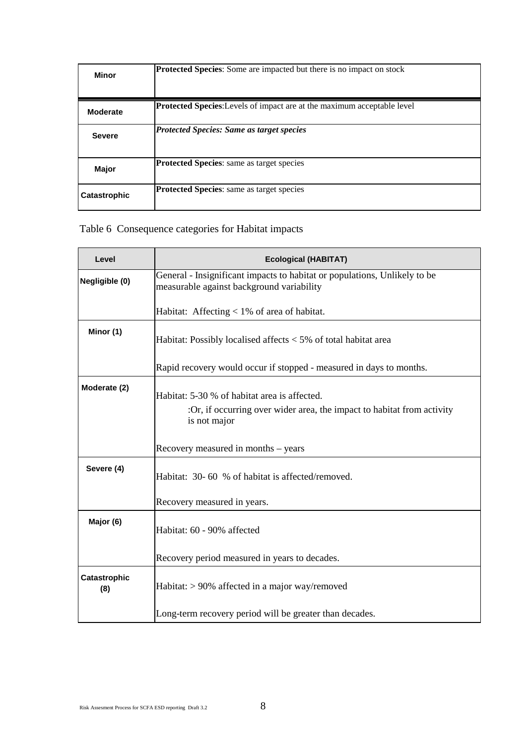| | |
|---|---|
| **Minor** | **Protected Species**: Some are impacted but there is no impact on stock |
| **Moderate** | **Protected Species**:Levels of impact are at the maximum acceptable level |
| **Severe** | ***Protected Species: Same as target species*** |
| **Major** | **Protected Species**: same as target species |
| **Catastrophic** | **Protected Species**: same as target species |

Table 6 Consequence categories for Habitat impacts

| Level | Ecological (HABITAT) |
|---|---|
| **Negligible (0)** | General - Insignificant impacts to habitat or populations, Unlikely to be measurable against background variability<br><br>Habitat: Affecting < 1% of area of habitat. |
| **Minor (1)** | Habitat: Possibly localised affects < 5% of total habitat area<br><br>Rapid recovery would occur if stopped - measured in days to months. |
| **Moderate (2)** | Habitat: 5-30 % of habitat area is affected.<br>:Or, if occurring over wider area, the impact to habitat from activity is not major<br><br>Recovery measured in months – years |
| **Severe (4)** | Habitat: 30- 60 % of habitat is affected/removed.<br><br>Recovery measured in years. |
| **Major (6)** | Habitat: 60 - 90% affected<br><br>Recovery period measured in years to decades. |
| **Catastrophic (8)** | Habitat: > 90% affected in a major way/removed<br><br>Long-term recovery period will be greater than decades. |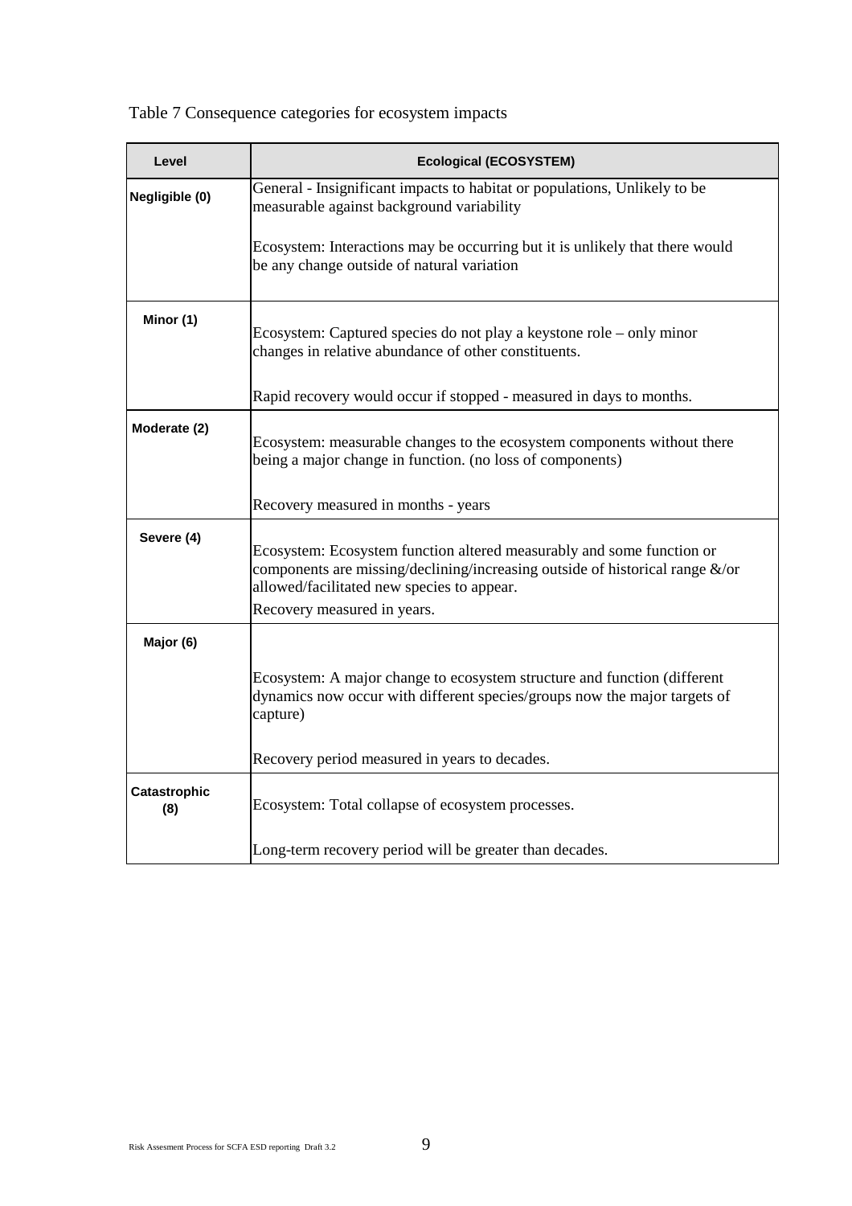Table 7 Consequence categories for ecosystem impacts

| Level | Ecological (ECOSYSTEM) |
| --- | --- |
| Negligible (0) | General - Insignificant impacts to habitat or populations, Unlikely to be measurable against background variability<br><br>Ecosystem: Interactions may be occurring but it is unlikely that there would be any change outside of natural variation |
| Minor (1) | Ecosystem: Captured species do not play a keystone role – only minor changes in relative abundance of other constituents.<br><br>Rapid recovery would occur if stopped - measured in days to months. |
| Moderate (2) | Ecosystem: measurable changes to the ecosystem components without there being a major change in function. (no loss of components)<br><br>Recovery measured in months - years |
| Severe (4) | Ecosystem: Ecosystem function altered measurably and some function or components are missing/declining/increasing outside of historical range &/or allowed/facilitated new species to appear.<br>Recovery measured in years. |
| Major (6) | Ecosystem: A major change to ecosystem structure and function (different dynamics now occur with different species/groups now the major targets of capture)<br><br>Recovery period measured in years to decades. |
| Catastrophic (8) | Ecosystem: Total collapse of ecosystem processes.<br><br>Long-term recovery period will be greater than decades. |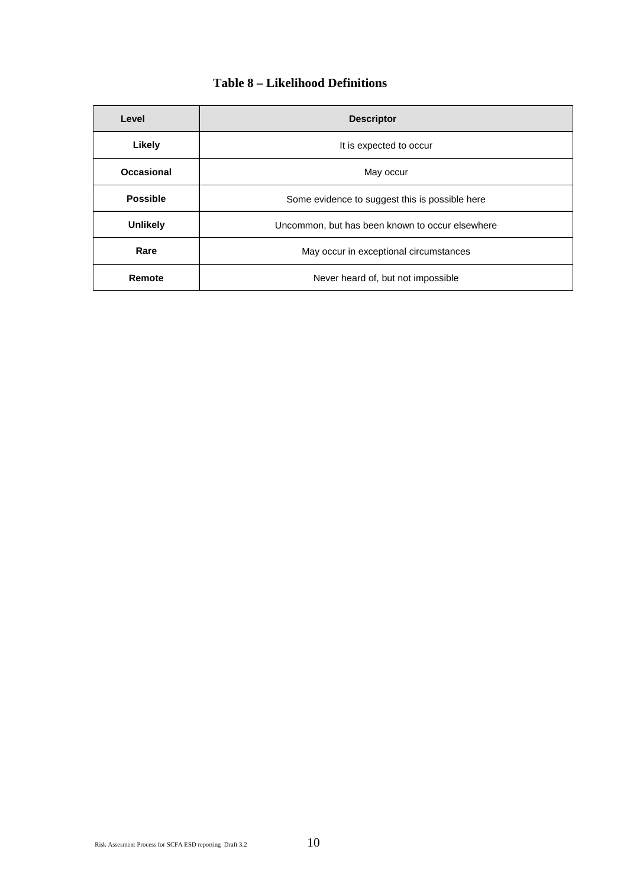**Table 8 – Likelihood Definitions**

| Level | Descriptor |
|---|---|
| **Likely** | It is expected to occur |
| **Occasional** | May occur |
| **Possible** | Some evidence to suggest this is possible here |
| **Unlikely** | Uncommon, but has been known to occur elsewhere |
| **Rare** | May occur in exceptional circumstances |
| **Remote** | Never heard of, but not impossible |